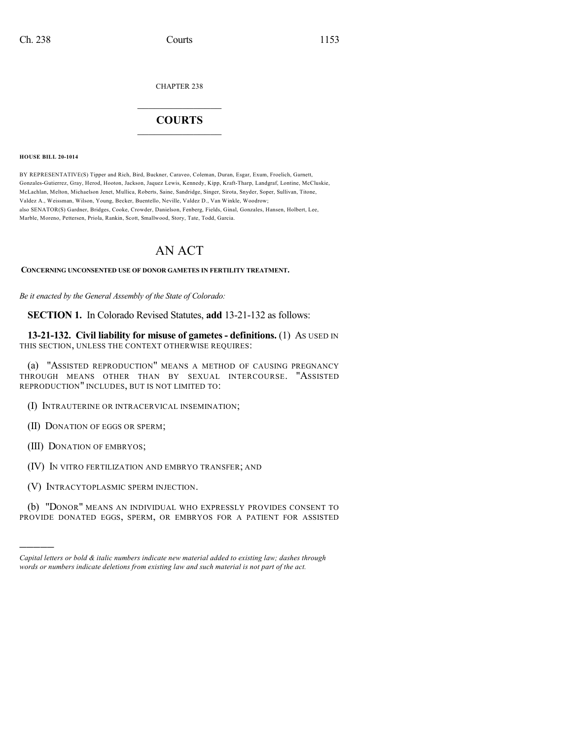CHAPTER 238

# COURTS

**HOUSE BILL 20-1014**

BY REPRESENTATIVE(S) Tipper and Rich, Bird, Buckner, Caraveo, Coleman, Duran, Esgar, Exum, Froelich, Garnett, Gonzales-Gutierrez, Gray, Herod, Hooton, Jackson, Jaquez Lewis, Kennedy, Kipp, Kraft-Tharp, Landgraf, Lontine, McCluskie, McLachlan, Melton, Michaelson Jenet, Mullica, Roberts, Saine, Sandridge, Singer, Sirota, Snyder, Soper, Sullivan, Titone, Valdez A., Weissman, Wilson, Young, Becker, Buentello, Neville, Valdez D., Van Winkle, Woodrow;
also SENATOR(S) Gardner, Bridges, Cooke, Crowder, Danielson, Fenberg, Fields, Ginal, Gonzales, Hansen, Holbert, Lee, Marble, Moreno, Pettersen, Priola, Rankin, Scott, Smallwood, Story, Tate, Todd, Garcia.

# AN ACT

**CONCERNING UNCONSENTED USE OF DONOR GAMETES IN FERTILITY TREATMENT.**

*Be it enacted by the General Assembly of the State of Colorado:*

**SECTION 1.** In Colorado Revised Statutes, **add** 13-21-132 as follows:

**13-21-132. Civil liability for misuse of gametes - definitions.** (1) AS USED IN THIS SECTION, UNLESS THE CONTEXT OTHERWISE REQUIRES:

(a) "ASSISTED REPRODUCTION" MEANS A METHOD OF CAUSING PREGNANCY THROUGH MEANS OTHER THAN BY SEXUAL INTERCOURSE. "ASSISTED REPRODUCTION" INCLUDES, BUT IS NOT LIMITED TO:

(I) INTRAUTERINE OR INTRACERVICAL INSEMINATION;

(II) DONATION OF EGGS OR SPERM;

(III) DONATION OF EMBRYOS;

(IV) IN VITRO FERTILIZATION AND EMBRYO TRANSFER; AND

(V) INTRACYTOPLASMIC SPERM INJECTION.

(b) "DONOR" MEANS AN INDIVIDUAL WHO EXPRESSLY PROVIDES CONSENT TO PROVIDE DONATED EGGS, SPERM, OR EMBRYOS FOR A PATIENT FOR ASSISTED

---

*Capital letters or bold & italic numbers indicate new material added to existing law; dashes through words or numbers indicate deletions from existing law and such material is not part of the act.*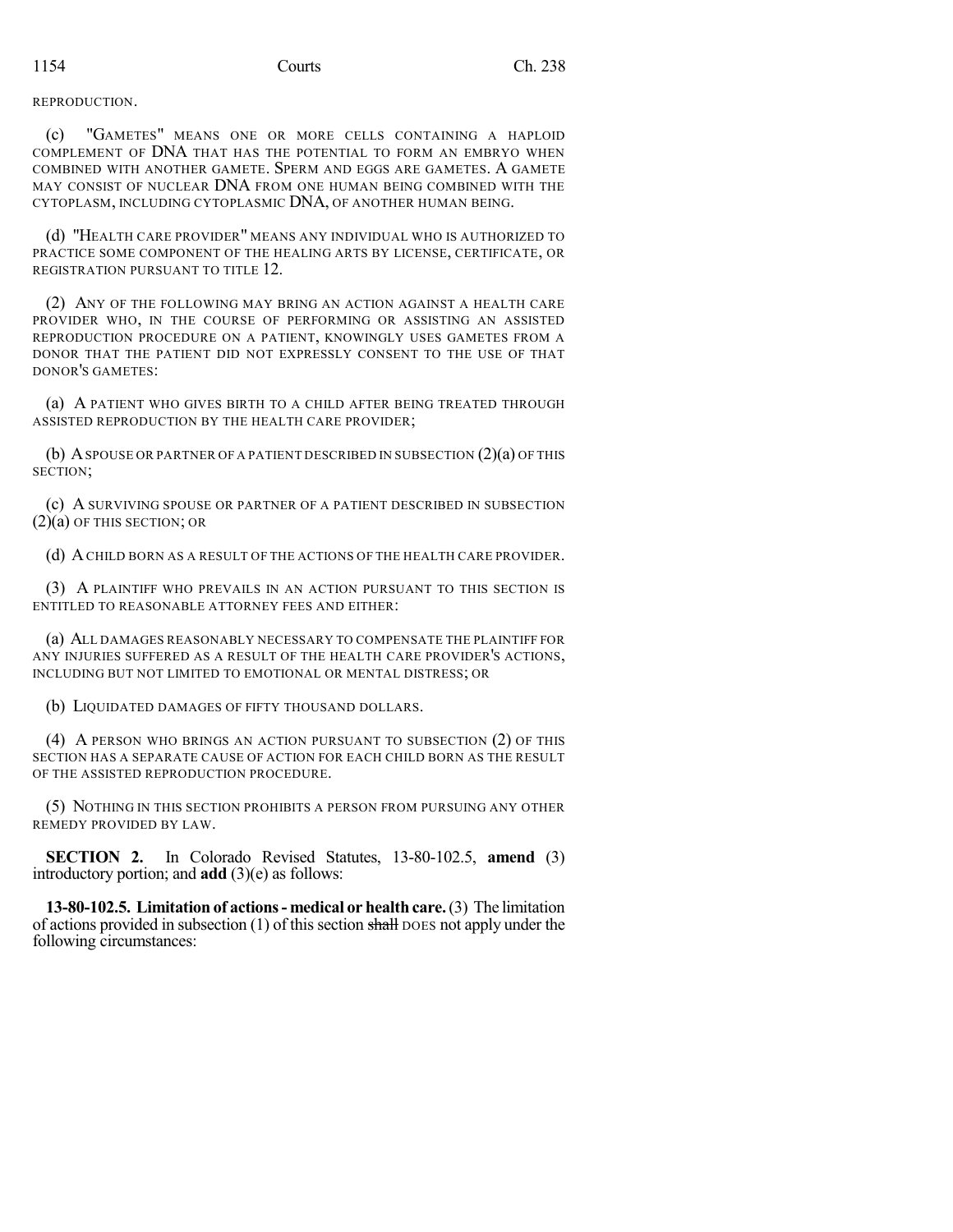REPRODUCTION.

(c) "GAMETES" MEANS ONE OR MORE CELLS CONTAINING A HAPLOID COMPLEMENT OF DNA THAT HAS THE POTENTIAL TO FORM AN EMBRYO WHEN COMBINED WITH ANOTHER GAMETE. SPERM AND EGGS ARE GAMETES. A GAMETE MAY CONSIST OF NUCLEAR DNA FROM ONE HUMAN BEING COMBINED WITH THE CYTOPLASM, INCLUDING CYTOPLASMIC DNA, OF ANOTHER HUMAN BEING.

(d) "HEALTH CARE PROVIDER" MEANS ANY INDIVIDUAL WHO IS AUTHORIZED TO PRACTICE SOME COMPONENT OF THE HEALING ARTS BY LICENSE, CERTIFICATE, OR REGISTRATION PURSUANT TO TITLE 12.

(2) ANY OF THE FOLLOWING MAY BRING AN ACTION AGAINST A HEALTH CARE PROVIDER WHO, IN THE COURSE OF PERFORMING OR ASSISTING AN ASSISTED REPRODUCTION PROCEDURE ON A PATIENT, KNOWINGLY USES GAMETES FROM A DONOR THAT THE PATIENT DID NOT EXPRESSLY CONSENT TO THE USE OF THAT DONOR'S GAMETES:

(a) A PATIENT WHO GIVES BIRTH TO A CHILD AFTER BEING TREATED THROUGH ASSISTED REPRODUCTION BY THE HEALTH CARE PROVIDER;

(b) A SPOUSE OR PARTNER OF A PATIENT DESCRIBED IN SUBSECTION (2)(a) OF THIS SECTION;

(c) A SURVIVING SPOUSE OR PARTNER OF A PATIENT DESCRIBED IN SUBSECTION (2)(a) OF THIS SECTION; OR

(d) A CHILD BORN AS A RESULT OF THE ACTIONS OF THE HEALTH CARE PROVIDER.

(3) A PLAINTIFF WHO PREVAILS IN AN ACTION PURSUANT TO THIS SECTION IS ENTITLED TO REASONABLE ATTORNEY FEES AND EITHER:

(a) ALL DAMAGES REASONABLY NECESSARY TO COMPENSATE THE PLAINTIFF FOR ANY INJURIES SUFFERED AS A RESULT OF THE HEALTH CARE PROVIDER'S ACTIONS, INCLUDING BUT NOT LIMITED TO EMOTIONAL OR MENTAL DISTRESS; OR

(b) LIQUIDATED DAMAGES OF FIFTY THOUSAND DOLLARS.

(4) A PERSON WHO BRINGS AN ACTION PURSUANT TO SUBSECTION (2) OF THIS SECTION HAS A SEPARATE CAUSE OF ACTION FOR EACH CHILD BORN AS THE RESULT OF THE ASSISTED REPRODUCTION PROCEDURE.

(5) NOTHING IN THIS SECTION PROHIBITS A PERSON FROM PURSUING ANY OTHER REMEDY PROVIDED BY LAW.

**SECTION 2.** In Colorado Revised Statutes, 13-80-102.5, **amend** (3) introductory portion; and **add** (3)(e) as follows:

**13-80-102.5. Limitation of actions - medical or health care.** (3) The limitation of actions provided in subsection (1) of this section ~~shall~~ DOES not apply under the following circumstances: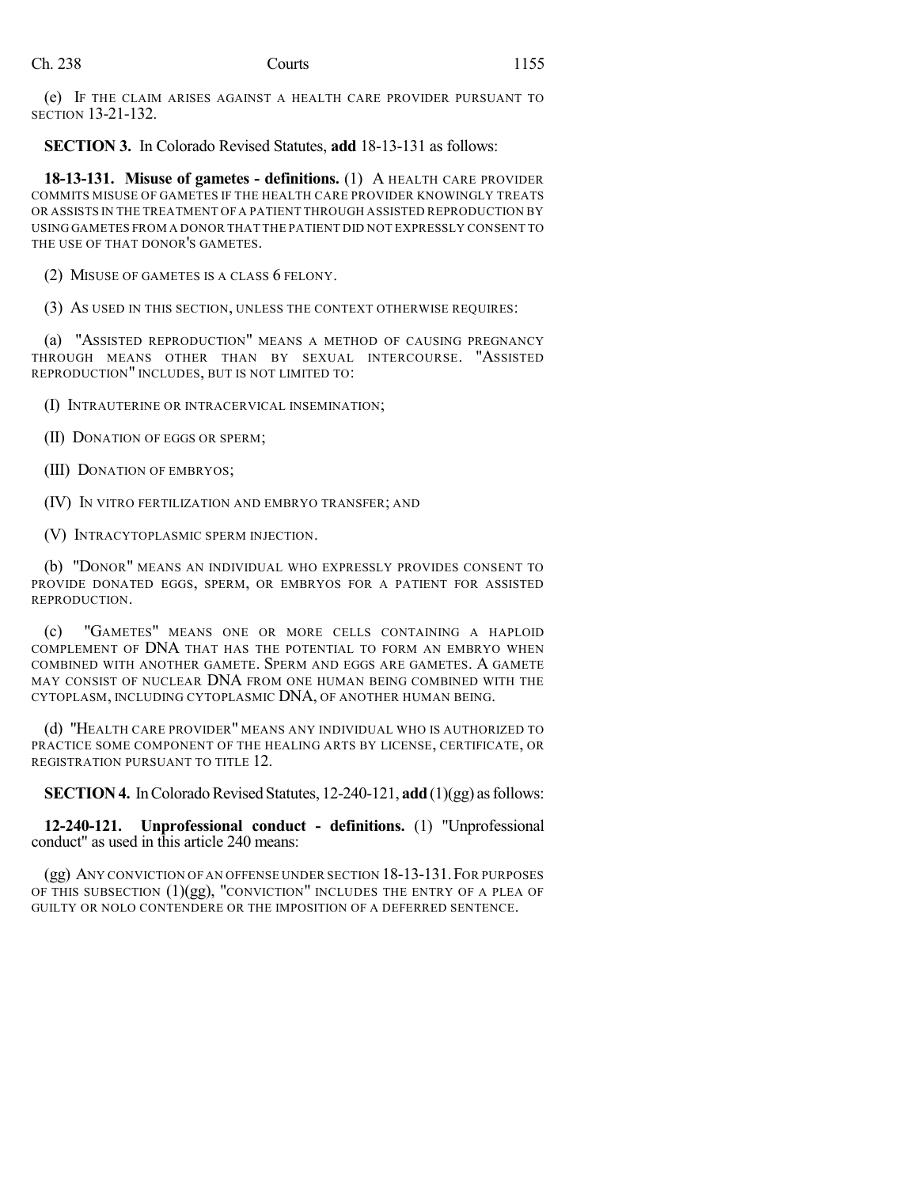(e) IF THE CLAIM ARISES AGAINST A HEALTH CARE PROVIDER PURSUANT TO SECTION 13-21-132.

**SECTION 3.** In Colorado Revised Statutes, **add** 18-13-131 as follows:

**18-13-131. Misuse of gametes - definitions.** (1) A HEALTH CARE PROVIDER COMMITS MISUSE OF GAMETES IF THE HEALTH CARE PROVIDER KNOWINGLY TREATS OR ASSISTS IN THE TREATMENT OF A PATIENT THROUGH ASSISTED REPRODUCTION BY USING GAMETES FROM A DONOR THAT THE PATIENT DID NOT EXPRESSLY CONSENT TO THE USE OF THAT DONOR'S GAMETES.

(2) MISUSE OF GAMETES IS A CLASS 6 FELONY.

(3) AS USED IN THIS SECTION, UNLESS THE CONTEXT OTHERWISE REQUIRES:

(a) "ASSISTED REPRODUCTION" MEANS A METHOD OF CAUSING PREGNANCY THROUGH MEANS OTHER THAN BY SEXUAL INTERCOURSE. "ASSISTED REPRODUCTION" INCLUDES, BUT IS NOT LIMITED TO:

(I) INTRAUTERINE OR INTRACERVICAL INSEMINATION;

(II) DONATION OF EGGS OR SPERM;

(III) DONATION OF EMBRYOS;

(IV) IN VITRO FERTILIZATION AND EMBRYO TRANSFER; AND

(V) INTRACYTOPLASMIC SPERM INJECTION.

(b) "DONOR" MEANS AN INDIVIDUAL WHO EXPRESSLY PROVIDES CONSENT TO PROVIDE DONATED EGGS, SPERM, OR EMBRYOS FOR A PATIENT FOR ASSISTED REPRODUCTION.

(c) "GAMETES" MEANS ONE OR MORE CELLS CONTAINING A HAPLOID COMPLEMENT OF DNA THAT HAS THE POTENTIAL TO FORM AN EMBRYO WHEN COMBINED WITH ANOTHER GAMETE. SPERM AND EGGS ARE GAMETES. A GAMETE MAY CONSIST OF NUCLEAR DNA FROM ONE HUMAN BEING COMBINED WITH THE CYTOPLASM, INCLUDING CYTOPLASMIC DNA, OF ANOTHER HUMAN BEING.

(d) "HEALTH CARE PROVIDER" MEANS ANY INDIVIDUAL WHO IS AUTHORIZED TO PRACTICE SOME COMPONENT OF THE HEALING ARTS BY LICENSE, CERTIFICATE, OR REGISTRATION PURSUANT TO TITLE 12.

**SECTION 4.** In Colorado Revised Statutes, 12-240-121, **add** (1)(gg) as follows:

**12-240-121. Unprofessional conduct - definitions.** (1) "Unprofessional conduct" as used in this article 240 means:

(gg) ANY CONVICTION OF AN OFFENSE UNDER SECTION 18-13-131. FOR PURPOSES OF THIS SUBSECTION (1)(gg), "CONVICTION" INCLUDES THE ENTRY OF A PLEA OF GUILTY OR NOLO CONTENDERE OR THE IMPOSITION OF A DEFERRED SENTENCE.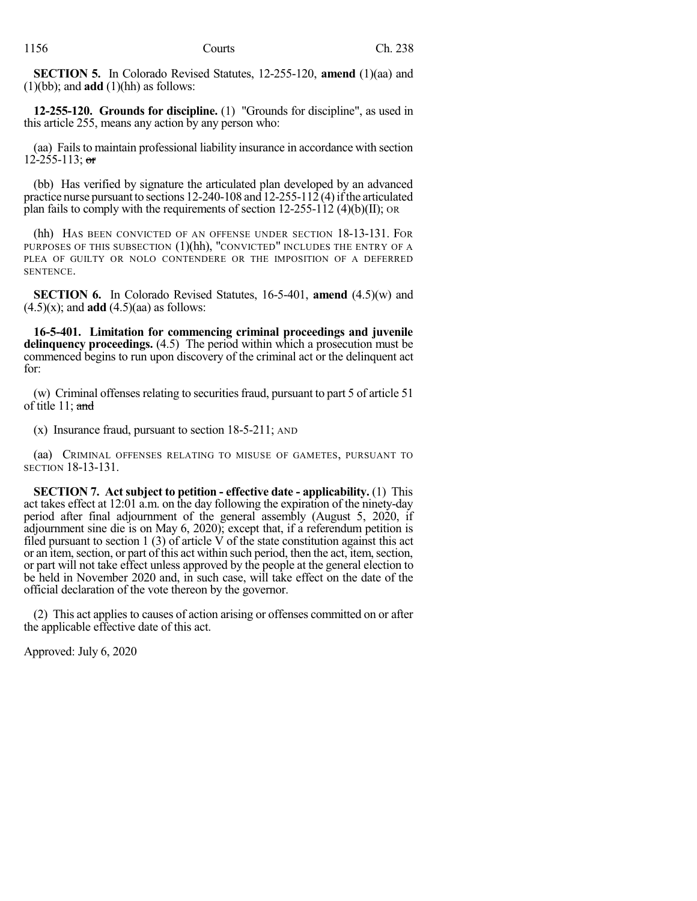**SECTION 5.** In Colorado Revised Statutes, 12-255-120, **amend** (1)(aa) and (1)(bb); and **add** (1)(hh) as follows:

**12-255-120. Grounds for discipline.** (1) "Grounds for discipline", as used in this article 255, means any action by any person who:

(aa) Fails to maintain professional liability insurance in accordance with section 12-255-113; ~~or~~

(bb) Has verified by signature the articulated plan developed by an advanced practice nurse pursuant to sections 12-240-108 and 12-255-112 (4) if the articulated plan fails to comply with the requirements of section 12-255-112 (4)(b)(II); OR

(hh) HAS BEEN CONVICTED OF AN OFFENSE UNDER SECTION 18-13-131. FOR PURPOSES OF THIS SUBSECTION (1)(hh), "CONVICTED" INCLUDES THE ENTRY OF A PLEA OF GUILTY OR NOLO CONTENDERE OR THE IMPOSITION OF A DEFERRED SENTENCE.

**SECTION 6.** In Colorado Revised Statutes, 16-5-401, **amend** (4.5)(w) and (4.5)(x); and **add** (4.5)(aa) as follows:

**16-5-401. Limitation for commencing criminal proceedings and juvenile delinquency proceedings.** (4.5) The period within which a prosecution must be commenced begins to run upon discovery of the criminal act or the delinquent act for:

(w) Criminal offenses relating to securities fraud, pursuant to part 5 of article 51 of title 11; ~~and~~

(x) Insurance fraud, pursuant to section 18-5-211; AND

(aa) CRIMINAL OFFENSES RELATING TO MISUSE OF GAMETES, PURSUANT TO SECTION 18-13-131.

**SECTION 7. Act subject to petition - effective date - applicability.** (1) This act takes effect at 12:01 a.m. on the day following the expiration of the ninety-day period after final adjournment of the general assembly (August 5, 2020, if adjournment sine die is on May 6, 2020); except that, if a referendum petition is filed pursuant to section 1 (3) of article V of the state constitution against this act or an item, section, or part of this act within such period, then the act, item, section, or part will not take effect unless approved by the people at the general election to be held in November 2020 and, in such case, will take effect on the date of the official declaration of the vote thereon by the governor.

(2) This act applies to causes of action arising or offenses committed on or after the applicable effective date of this act.

Approved: July 6, 2020